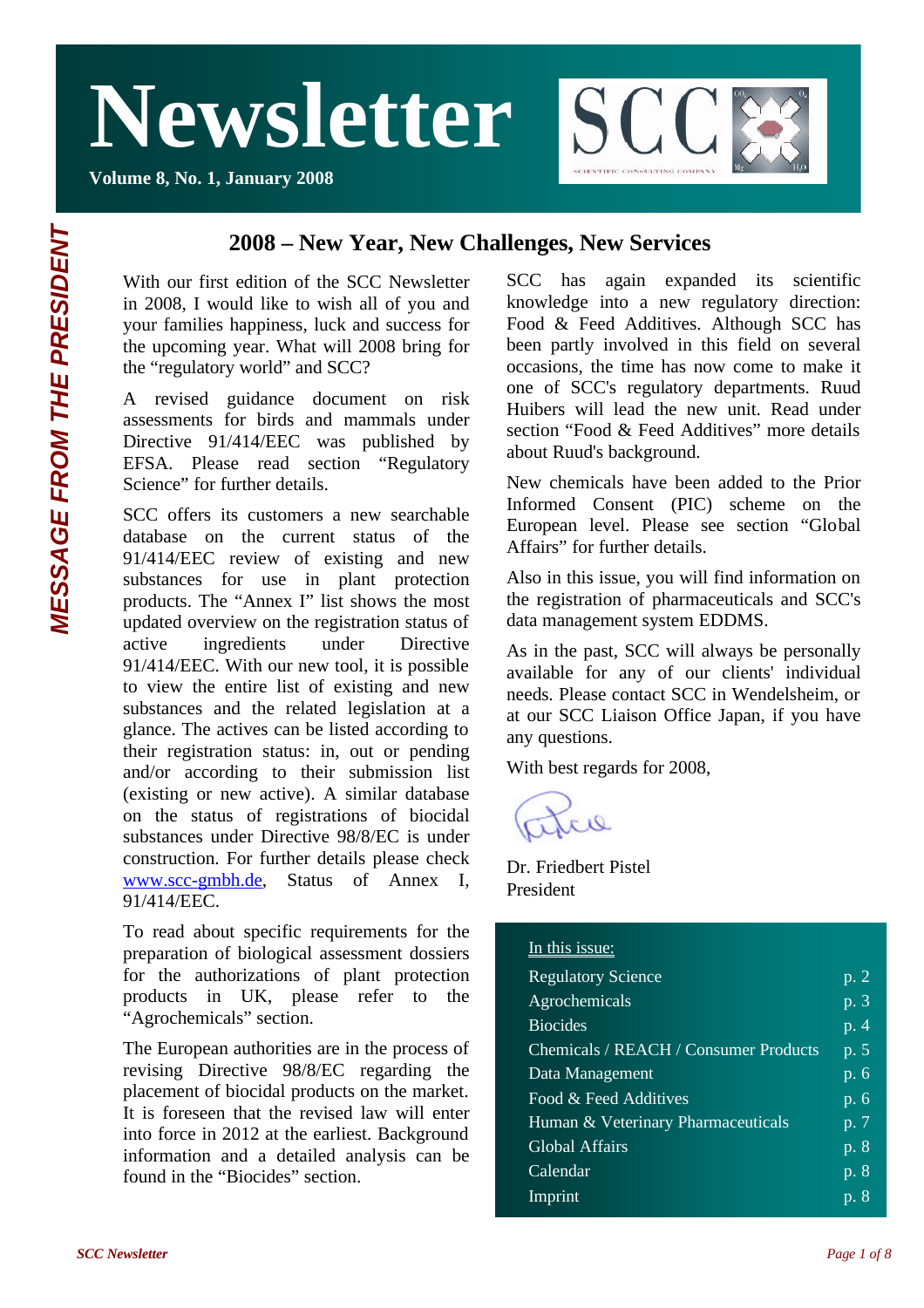# Newsletter

**Volume 8, No. 1, January 2008**

*MESSAGE FROM THE PRESIDENT*

## 2008 – New Year, New Challenges, New Services

With our first edition of the SCC Newsletter in 2008, I would like to wish all of you and your families happiness, luck and success for the upcoming year. What will 2008 bring for the "regulatory world" and SCC?

A revised guidance document on risk assessments for birds and mammals under Directive 91/414/EEC was published by EFSA. Please read section "Regulatory Science" for further details.

SCC offers its customers a new searchable database on the current status of the 91/414/EEC review of existing and new substances for use in plant protection products. The "Annex I" list shows the most updated overview on the registration status of active ingredients under Directive 91/414/EEC. With our new tool, it is possible to view the entire list of existing and new substances and the related legislation at a glance. The actives can be listed according to their registration status: in, out or pending and/or according to their submission list (existing or new active). A similar database on the status of registrations of biocidal substances under Directive 98/8/EC is under construction. For further details please check www.scc-gmbh.de, Status of Annex I, 91/414/EEC.

To read about specific requirements for the preparation of biological assessment dossiers for the authorizations of plant protection products in UK, please refer to the "Agrochemicals" section.

The European authorities are in the process of revising Directive 98/8/EC regarding the placement of biocidal products on the market. It is foreseen that the revised law will enter into force in 2012 at the earliest. Background information and a detailed analysis can be found in the "Biocides" section.

SCC has again expanded its scientific knowledge into a new regulatory direction: Food & Feed Additives. Although SCC has been partly involved in this field on several occasions, the time has now come to make it one of SCC's regulatory departments. Ruud Huibers will lead the new unit. Read under section "Food & Feed Additives" more details about Ruud's background.

New chemicals have been added to the Prior Informed Consent (PIC) scheme on the European level. Please see section "Global Affairs" for further details.

Also in this issue, you will find information on the registration of pharmaceuticals and SCC's data management system EDDMS.

As in the past, SCC will always be personally available for any of our clients' individual needs. Please contact SCC in Wendelsheim, or at our SCC Liaison Office Japan, if you have any questions.

With best regards for 2008,

Dr. Friedbert Pistel
President

In this issue:

| | |
|---|---|
| Regulatory Science | p. 2 |
| Agrochemicals | p. 3 |
| Biocides | p. 4 |
| Chemicals / REACH / Consumer Products | p. 5 |
| Data Management | p. 6 |
| Food & Feed Additives | p. 6 |
| Human & Veterinary Pharmaceuticals | p. 7 |
| Global Affairs | p. 8 |
| Calendar | p. 8 |
| Imprint | p. 8 |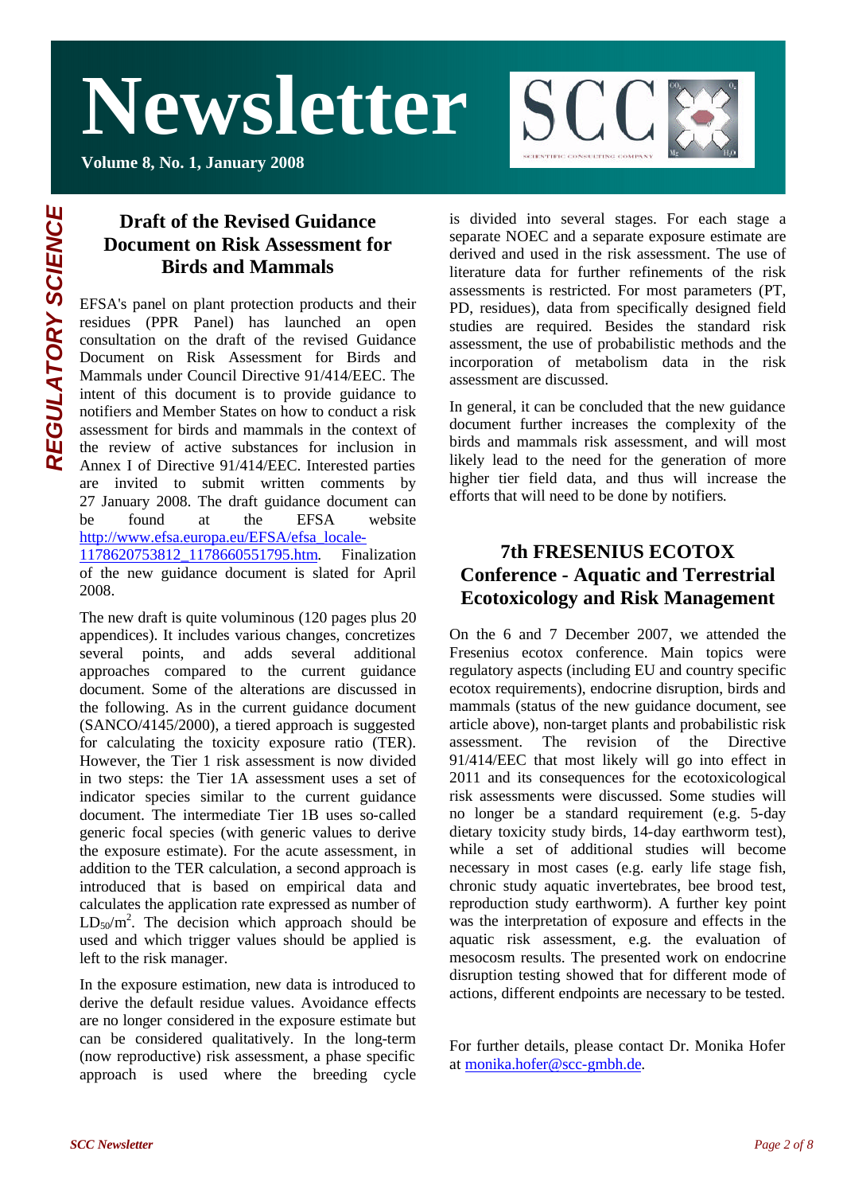REGULATORY SCIENCE

## Draft of the Revised Guidance Document on Risk Assessment for Birds and Mammals

EFSA's panel on plant protection products and their residues (PPR Panel) has launched an open consultation on the draft of the revised Guidance Document on Risk Assessment for Birds and Mammals under Council Directive 91/414/EEC. The intent of this document is to provide guidance to notifiers and Member States on how to conduct a risk assessment for birds and mammals in the context of the review of active substances for inclusion in Annex I of Directive 91/414/EEC. Interested parties are invited to submit written comments by 27 January 2008. The draft guidance document can be found at the EFSA website http://www.efsa.europa.eu/EFSA/efsa_locale-1178620753812_1178660551795.htm. Finalization of the new guidance document is slated for April 2008.

The new draft is quite voluminous (120 pages plus 20 appendices). It includes various changes, concretizes several points, and adds several additional approaches compared to the current guidance document. Some of the alterations are discussed in the following. As in the current guidance document (SANCO/4145/2000), a tiered approach is suggested for calculating the toxicity exposure ratio (TER). However, the Tier 1 risk assessment is now divided in two steps: the Tier 1A assessment uses a set of indicator species similar to the current guidance document. The intermediate Tier 1B uses so-called generic focal species (with generic values to derive the exposure estimate). For the acute assessment, in addition to the TER calculation, a second approach is introduced that is based on empirical data and calculates the application rate expressed as number of $LD_{50}/m^2$. The decision which approach should be used and which trigger values should be applied is left to the risk manager.

In the exposure estimation, new data is introduced to derive the default residue values. Avoidance effects are no longer considered in the exposure estimate but can be considered qualitatively. In the long-term (now reproductive) risk assessment, a phase specific approach is used where the breeding cycle is divided into several stages. For each stage a separate NOEC and a separate exposure estimate are derived and used in the risk assessment. The use of literature data for further refinements of the risk assessments is restricted. For most parameters (PT, PD, residues), data from specifically designed field studies are required. Besides the standard risk assessment, the use of probabilistic methods and the incorporation of metabolism data in the risk assessment are discussed.

In general, it can be concluded that the new guidance document further increases the complexity of the birds and mammals risk assessment, and will most likely lead to the need for the generation of more higher tier field data, and thus will increase the efforts that will need to be done by notifiers.

## 7th FRESENIUS ECOTOX Conference - Aquatic and Terrestrial Ecotoxicology and Risk Management

On the 6 and 7 December 2007, we attended the Fresenius ecotox conference. Main topics were regulatory aspects (including EU and country specific ecotox requirements), endocrine disruption, birds and mammals (status of the new guidance document, see article above), non-target plants and probabilistic risk assessment. The revision of the Directive 91/414/EEC that most likely will go into effect in 2011 and its consequences for the ecotoxicological risk assessments were discussed. Some studies will no longer be a standard requirement (e.g. 5-day dietary toxicity study birds, 14-day earthworm test), while a set of additional studies will become necessary in most cases (e.g. early life stage fish, chronic study aquatic invertebrates, bee brood test, reproduction study earthworm). A further key point was the interpretation of exposure and effects in the aquatic risk assessment, e.g. the evaluation of mesocosm results. The presented work on endocrine disruption testing showed that for different mode of actions, different endpoints are necessary to be tested.

For further details, please contact Dr. Monika Hofer at monika.hofer@scc-gmbh.de.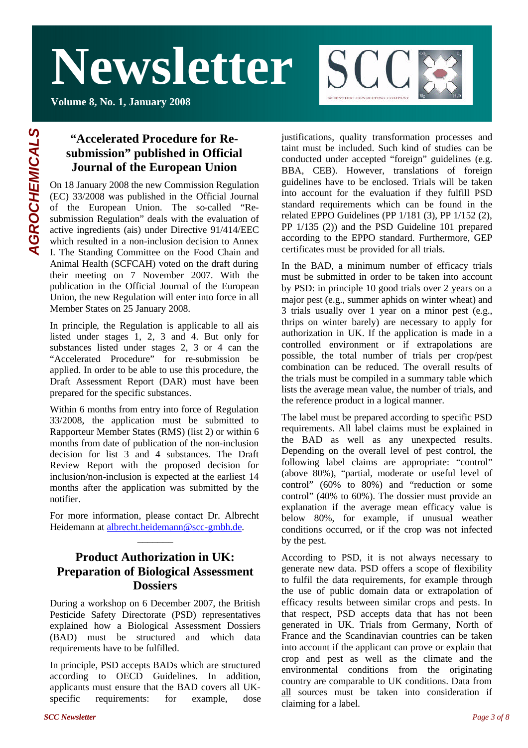AGROCHEMICALS

## "Accelerated Procedure for Re-submission" published in Official Journal of the European Union

On 18 January 2008 the new Commission Regulation (EC) 33/2008 was published in the Official Journal of the European Union. The so-called "Re-submission Regulation" deals with the evaluation of active ingredients (ais) under Directive 91/414/EEC which resulted in a non-inclusion decision to Annex I. The Standing Committee on the Food Chain and Animal Health (SCFCAH) voted on the draft during their meeting on 7 November 2007. With the publication in the Official Journal of the European Union, the new Regulation will enter into force in all Member States on 25 January 2008.

In principle, the Regulation is applicable to all ais listed under stages 1, 2, 3 and 4. But only for substances listed under stages 2, 3 or 4 can the "Accelerated Procedure" for re-submission be applied. In order to be able to use this procedure, the Draft Assessment Report (DAR) must have been prepared for the specific substances.

Within 6 months from entry into force of Regulation 33/2008, the application must be submitted to Rapporteur Member States (RMS) (list 2) or within 6 months from date of publication of the non-inclusion decision for list 3 and 4 substances. The Draft Review Report with the proposed decision for inclusion/non-inclusion is expected at the earliest 14 months after the application was submitted by the notifier.

For more information, please contact Dr. Albrecht Heidemann at [albrecht.heidemann@scc-gmbh.de](mailto:albrecht.heidemann@scc-gmbh.de).

———

## Product Authorization in UK: Preparation of Biological Assessment Dossiers

During a workshop on 6 December 2007, the British Pesticide Safety Directorate (PSD) representatives explained how a Biological Assessment Dossiers (BAD) must be structured and which data requirements have to be fulfilled.

In principle, PSD accepts BADs which are structured according to OECD Guidelines. In addition, applicants must ensure that the BAD covers all UK-specific requirements: for example, dose justifications, quality transformation processes and taint must be included. Such kind of studies can be conducted under accepted "foreign" guidelines (e.g. BBA, CEB). However, translations of foreign guidelines have to be enclosed. Trials will be taken into account for the evaluation if they fulfill PSD standard requirements which can be found in the related EPPO Guidelines (PP 1/181 (3), PP 1/152 (2), PP 1/135 (2)) and the PSD Guideline 101 prepared according to the EPPO standard. Furthermore, GEP certificates must be provided for all trials.

In the BAD, a minimum number of efficacy trials must be submitted in order to be taken into account by PSD: in principle 10 good trials over 2 years on a major pest (e.g., summer aphids on winter wheat) and 3 trials usually over 1 year on a minor pest (e.g., thrips on winter barely) are necessary to apply for authorization in UK. If the application is made in a controlled environment or if extrapolations are possible, the total number of trials per crop/pest combination can be reduced. The overall results of the trials must be compiled in a summary table which lists the average mean value, the number of trials, and the reference product in a logical manner.

The label must be prepared according to specific PSD requirements. All label claims must be explained in the BAD as well as any unexpected results. Depending on the overall level of pest control, the following label claims are appropriate: "control" (above 80%), "partial, moderate or useful level of control" (60% to 80%) and "reduction or some control" (40% to 60%). The dossier must provide an explanation if the average mean efficacy value is below 80%, for example, if unusual weather conditions occurred, or if the crop was not infected by the pest.

According to PSD, it is not always necessary to generate new data. PSD offers a scope of flexibility to fulfil the data requirements, for example through the use of public domain data or extrapolation of efficacy results between similar crops and pests. In that respect, PSD accepts data that has not been generated in UK. Trials from Germany, North of France and the Scandinavian countries can be taken into account if the applicant can prove or explain that crop and pest as well as the climate and the environmental conditions from the originating country are comparable to UK conditions. Data from <u>all</u> sources must be taken into consideration if claiming for a label.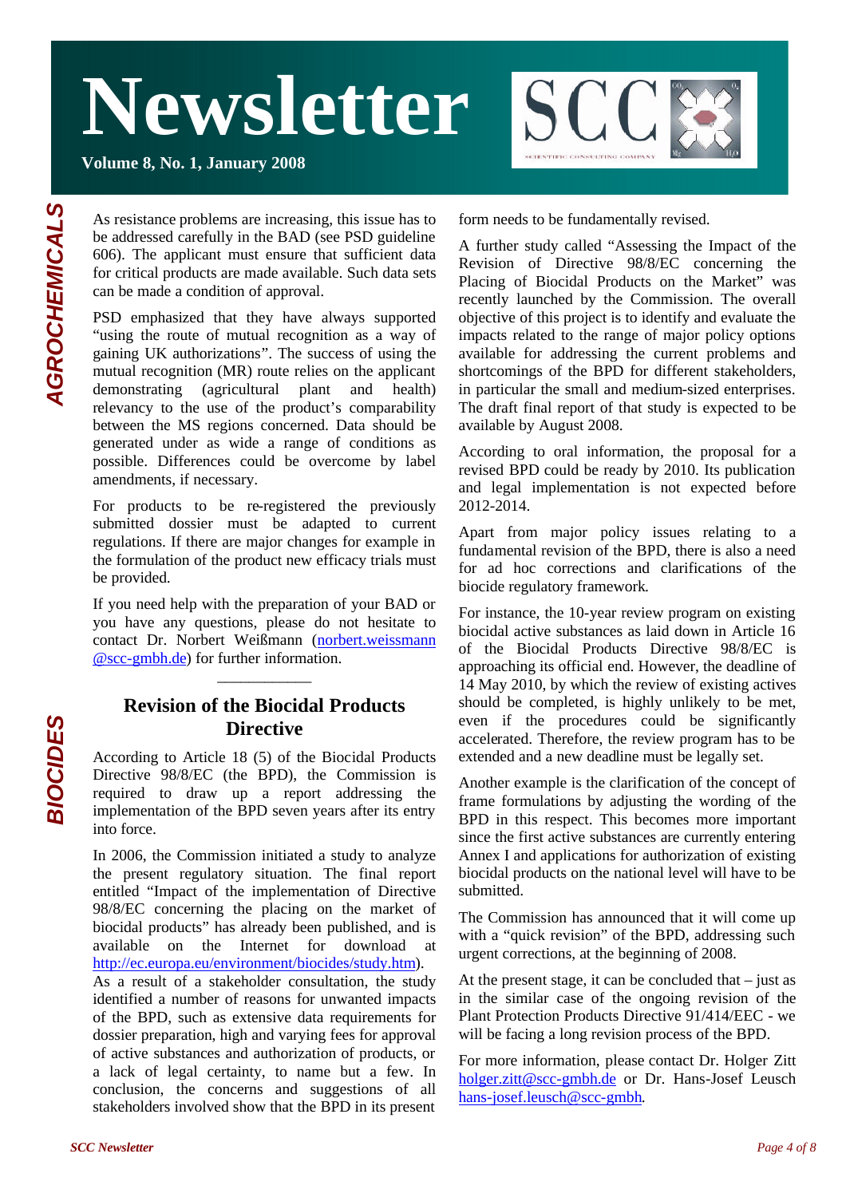# Newsletter

**Volume 8, No. 1, January 2008**

*AGROCHEMICALS*

As resistance problems are increasing, this issue has to be addressed carefully in the BAD (see PSD guideline 606). The applicant must ensure that sufficient data for critical products are made available. Such data sets can be made a condition of approval.

PSD emphasized that they have always supported "using the route of mutual recognition as a way of gaining UK authorizations". The success of using the mutual recognition (MR) route relies on the applicant demonstrating (agricultural plant and health) relevancy to the use of the product's comparability between the MS regions concerned. Data should be generated under as wide a range of conditions as possible. Differences could be overcome by label amendments, if necessary.

For products to be re-registered the previously submitted dossier must be adapted to current regulations. If there are major changes for example in the formulation of the product new efficacy trials must be provided.

If you need help with the preparation of your BAD or you have any questions, please do not hesitate to contact Dr. Norbert Weißmann (norbert.weissmann@scc-gmbh.de) for further information.

---

*BIOCIDES*

## Revision of the Biocidal Products Directive

According to Article 18 (5) of the Biocidal Products Directive 98/8/EC (the BPD), the Commission is required to draw up a report addressing the implementation of the BPD seven years after its entry into force.

In 2006, the Commission initiated a study to analyze the present regulatory situation. The final report entitled "Impact of the implementation of Directive 98/8/EC concerning the placing on the market of biocidal products" has already been published, and is available on the Internet for download at http://ec.europa.eu/environment/biocides/study.htm). As a result of a stakeholder consultation, the study identified a number of reasons for unwanted impacts of the BPD, such as extensive data requirements for dossier preparation, high and varying fees for approval of active substances and authorization of products, or a lack of legal certainty, to name but a few. In conclusion, the concerns and suggestions of all stakeholders involved show that the BPD in its present form needs to be fundamentally revised.

A further study called "Assessing the Impact of the Revision of Directive 98/8/EC concerning the Placing of Biocidal Products on the Market" was recently launched by the Commission. The overall objective of this project is to identify and evaluate the impacts related to the range of major policy options available for addressing the current problems and shortcomings of the BPD for different stakeholders, in particular the small and medium-sized enterprises. The draft final report of that study is expected to be available by August 2008.

According to oral information, the proposal for a revised BPD could be ready by 2010. Its publication and legal implementation is not expected before 2012-2014.

Apart from major policy issues relating to a fundamental revision of the BPD, there is also a need for ad hoc corrections and clarifications of the biocide regulatory framework.

For instance, the 10-year review program on existing biocidal active substances as laid down in Article 16 of the Biocidal Products Directive 98/8/EC is approaching its official end. However, the deadline of 14 May 2010, by which the review of existing actives should be completed, is highly unlikely to be met, even if the procedures could be significantly accelerated. Therefore, the review program has to be extended and a new deadline must be legally set.

Another example is the clarification of the concept of frame formulations by adjusting the wording of the BPD in this respect. This becomes more important since the first active substances are currently entering Annex I and applications for authorization of existing biocidal products on the national level will have to be submitted.

The Commission has announced that it will come up with a "quick revision" of the BPD, addressing such urgent corrections, at the beginning of 2008.

At the present stage, it can be concluded that – just as in the similar case of the ongoing revision of the Plant Protection Products Directive 91/414/EEC - we will be facing a long revision process of the BPD.

For more information, please contact Dr. Holger Zitt holger.zitt@scc-gmbh.de or Dr. Hans-Josef Leusch hans-josef.leusch@scc-gmbh.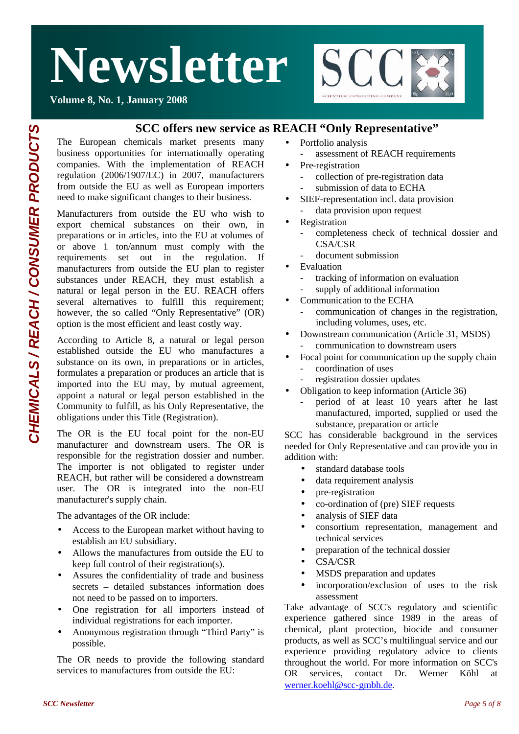## SCC offers new service as REACH "Only Representative"

The European chemicals market presents many business opportunities for internationally operating companies. With the implementation of REACH regulation (2006/1907/EC) in 2007, manufacturers from outside the EU as well as European importers need to make significant changes to their business.

Manufacturers from outside the EU who wish to export chemical substances on their own, in preparations or in articles, into the EU at volumes of or above 1 ton/annum must comply with the requirements set out in the regulation. If manufacturers from outside the EU plan to register substances under REACH, they must establish a natural or legal person in the EU. REACH offers several alternatives to fulfill this requirement; however, the so called "Only Representative" (OR) option is the most efficient and least costly way.

According to Article 8, a natural or legal person established outside the EU who manufactures a substance on its own, in preparations or in articles, formulates a preparation or produces an article that is imported into the EU may, by mutual agreement, appoint a natural or legal person established in the Community to fulfill, as his Only Representative, the obligations under this Title (Registration).

The OR is the EU focal point for the non-EU manufacturer and downstream users. The OR is responsible for the registration dossier and number. The importer is not obligated to register under REACH, but rather will be considered a downstream user. The OR is integrated into the non-EU manufacturer's supply chain.

The advantages of the OR include:

- Access to the European market without having to establish an EU subsidiary.
- Allows the manufactures from outside the EU to keep full control of their registration(s).
- Assures the confidentiality of trade and business secrets – detailed substances information does not need to be passed on to importers.
- One registration for all importers instead of individual registrations for each importer.
- Anonymous registration through "Third Party" is possible.

The OR needs to provide the following standard services to manufactures from outside the EU:

- Portfolio analysis
  - assessment of REACH requirements
- Pre-registration
  - collection of pre-registration data
  - submission of data to ECHA
- SIEF-representation incl. data provision
  - data provision upon request
- Registration
  - completeness check of technical dossier and CSA/CSR
  - document submission
- Evaluation
  - tracking of information on evaluation
  - supply of additional information
- Communication to the ECHA
  - communication of changes in the registration, including volumes, uses, etc.
- Downstream communication (Article 31, MSDS)
  - communication to downstream users
- Focal point for communication up the supply chain
  - coordination of uses
  - registration dossier updates
- Obligation to keep information (Article 36)
  - period of at least 10 years after he last manufactured, imported, supplied or used the substance, preparation or article

SCC has considerable background in the services needed for Only Representative and can provide you in addition with:

- standard database tools
- data requirement analysis
- pre-registration
- co-ordination of (pre) SIEF requests
- analysis of SIEF data
- consortium representation, management and technical services
- preparation of the technical dossier
- CSA/CSR
- MSDS preparation and updates
- incorporation/exclusion of uses to the risk assessment

Take advantage of SCC's regulatory and scientific experience gathered since 1989 in the areas of chemical, plant protection, biocide and consumer products, as well as SCC's multilingual service and our experience providing regulatory advice to clients throughout the world. For more information on SCC's OR services, contact Dr. Werner Köhl at werner.koehl@scc-gmbh.de.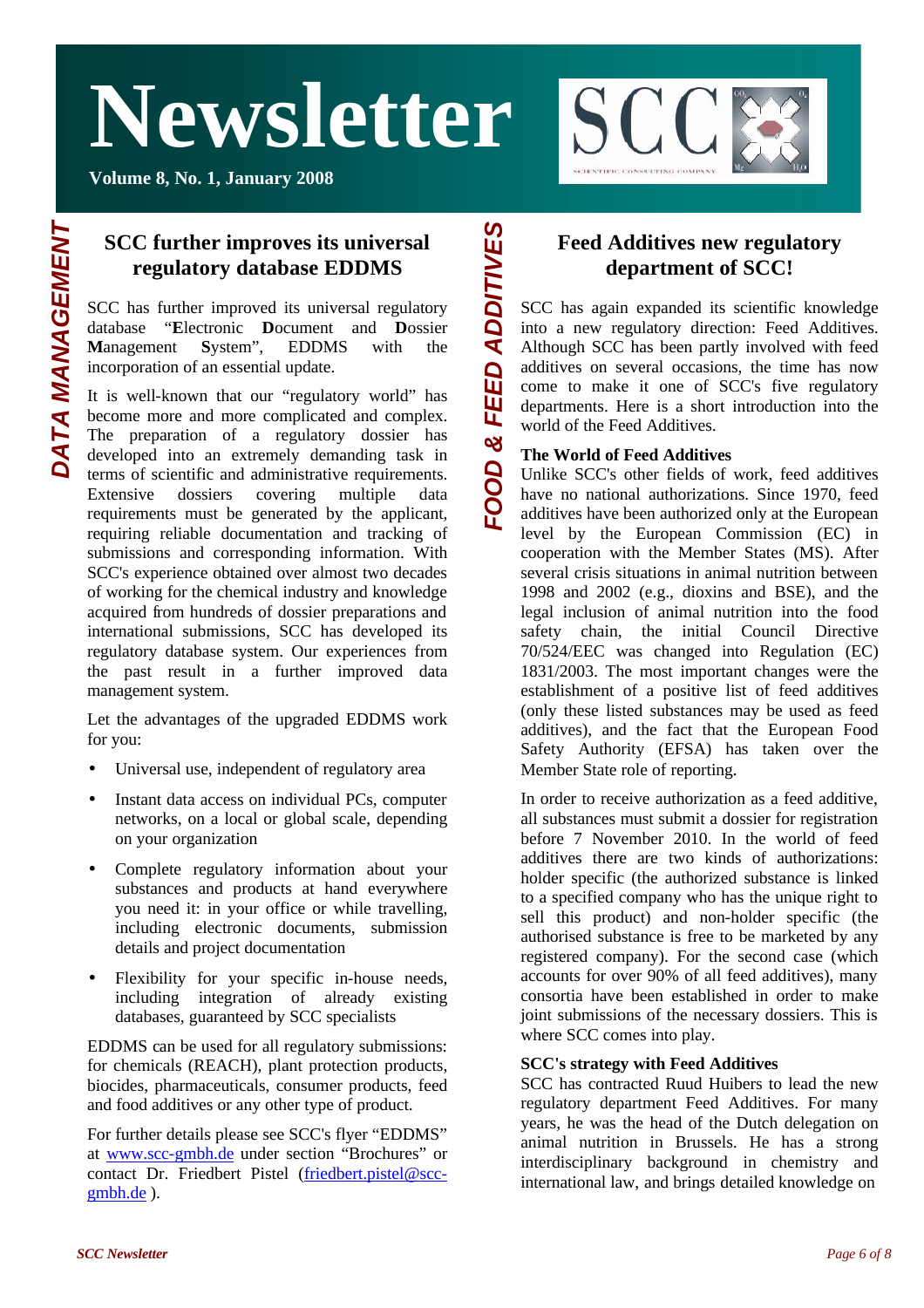# Newsletter

Volume 8, No. 1, January 2008

*DATA MANAGEMENT*

## SCC further improves its universal regulatory database EDDMS

SCC has further improved its universal regulatory database "**E**lectronic **D**ocument and **D**ossier **M**anagement **S**ystem", EDDMS with the incorporation of an essential update.

It is well-known that our "regulatory world" has become more and more complicated and complex. The preparation of a regulatory dossier has developed into an extremely demanding task in terms of scientific and administrative requirements. Extensive dossiers covering multiple data requirements must be generated by the applicant, requiring reliable documentation and tracking of submissions and corresponding information. With SCC's experience obtained over almost two decades of working for the chemical industry and knowledge acquired from hundreds of dossier preparations and international submissions, SCC has developed its regulatory database system. Our experiences from the past result in a further improved data management system.

Let the advantages of the upgraded EDDMS work for you:

- Universal use, independent of regulatory area
- Instant data access on individual PCs, computer networks, on a local or global scale, depending on your organization
- Complete regulatory information about your substances and products at hand everywhere you need it: in your office or while travelling, including electronic documents, submission details and project documentation
- Flexibility for your specific in-house needs, including integration of already existing databases, guaranteed by SCC specialists

EDDMS can be used for all regulatory submissions: for chemicals (REACH), plant protection products, biocides, pharmaceuticals, consumer products, feed and food additives or any other type of product.

For further details please see SCC's flyer "EDDMS" at www.scc-gmbh.de under section "Brochures" or contact Dr. Friedbert Pistel (friedbert.pistel@scc-gmbh.de ).

*FOOD & FEED ADDITIVES*

## Feed Additives new regulatory department of SCC!

SCC has again expanded its scientific knowledge into a new regulatory direction: Feed Additives. Although SCC has been partly involved with feed additives on several occasions, the time has now come to make it one of SCC's five regulatory departments. Here is a short introduction into the world of the Feed Additives.

### The World of Feed Additives

Unlike SCC's other fields of work, feed additives have no national authorizations. Since 1970, feed additives have been authorized only at the European level by the European Commission (EC) in cooperation with the Member States (MS). After several crisis situations in animal nutrition between 1998 and 2002 (e.g., dioxins and BSE), and the legal inclusion of animal nutrition into the food safety chain, the initial Council Directive 70/524/EEC was changed into Regulation (EC) 1831/2003. The most important changes were the establishment of a positive list of feed additives (only these listed substances may be used as feed additives), and the fact that the European Food Safety Authority (EFSA) has taken over the Member State role of reporting.

In order to receive authorization as a feed additive, all substances must submit a dossier for registration before 7 November 2010. In the world of feed additives there are two kinds of authorizations: holder specific (the authorized substance is linked to a specified company who has the unique right to sell this product) and non-holder specific (the authorised substance is free to be marketed by any registered company). For the second case (which accounts for over 90% of all feed additives), many consortia have been established in order to make joint submissions of the necessary dossiers. This is where SCC comes into play.

### SCC's strategy with Feed Additives

SCC has contracted Ruud Huibers to lead the new regulatory department Feed Additives. For many years, he was the head of the Dutch delegation on animal nutrition in Brussels. He has a strong interdisciplinary background in chemistry and international law, and brings detailed knowledge on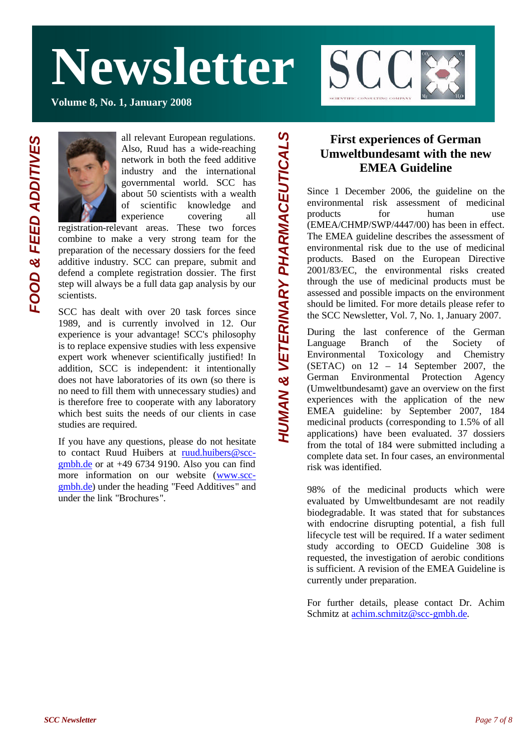# Newsletter

**Volume 8, No. 1, January 2008**

*FOOD & FEED ADDITIVES*

all relevant European regulations. Also, Ruud has a wide-reaching network in both the feed additive industry and the international governmental world. SCC has about 50 scientists with a wealth of scientific knowledge and experience covering all registration-relevant areas. These two forces combine to make a very strong team for the preparation of the necessary dossiers for the feed additive industry. SCC can prepare, submit and defend a complete registration dossier. The first step will always be a full data gap analysis by our scientists.

SCC has dealt with over 20 task forces since 1989, and is currently involved in 12. Our experience is your advantage! SCC's philosophy is to replace expensive studies with less expensive expert work whenever scientifically justified! In addition, SCC is independent: it intentionally does not have laboratories of its own (so there is no need to fill them with unnecessary studies) and is therefore free to cooperate with any laboratory which best suits the needs of our clients in case studies are required.

If you have any questions, please do not hesitate to contact Ruud Huibers at ruud.huibers@scc-gmbh.de or at +49 6734 9190. Also you can find more information on our website (www.scc-gmbh.de) under the heading "Feed Additives" and under the link "Brochures".

*HUMAN & VETERINARY PHARMACEUTICALS*

## First experiences of German Umweltbundesamt with the new EMEA Guideline

Since 1 December 2006, the guideline on the environmental risk assessment of medicinal products for human use (EMEA/CHMP/SWP/4447/00) has been in effect. The EMEA guideline describes the assessment of environmental risk due to the use of medicinal products. Based on the European Directive 2001/83/EC, the environmental risks created through the use of medicinal products must be assessed and possible impacts on the environment should be limited. For more details please refer to the SCC Newsletter, Vol. 7, No. 1, January 2007.

During the last conference of the German Language Branch of the Society of Environmental Toxicology and Chemistry (SETAC) on 12 – 14 September 2007, the German Environmental Protection Agency (Umweltbundesamt) gave an overview on the first experiences with the application of the new EMEA guideline: by September 2007, 184 medicinal products (corresponding to 1.5% of all applications) have been evaluated. 37 dossiers from the total of 184 were submitted including a complete data set. In four cases, an environmental risk was identified.

98% of the medicinal products which were evaluated by Umweltbundesamt are not readily biodegradable. It was stated that for substances with endocrine disrupting potential, a fish full lifecycle test will be required. If a water sediment study according to OECD Guideline 308 is requested, the investigation of aerobic conditions is sufficient. A revision of the EMEA Guideline is currently under preparation.

For further details, please contact Dr. Achim Schmitz at achim.schmitz@scc-gmbh.de.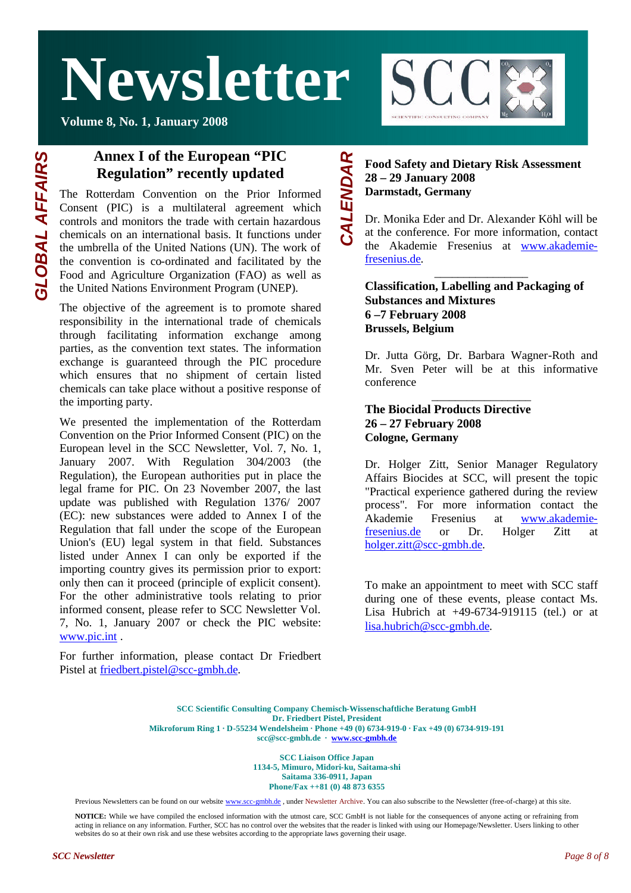# Newsletter

**Volume 8, No. 1, January 2008**

## GLOBAL AFFAIRS

### Annex I of the European “PIC Regulation” recently updated

The Rotterdam Convention on the Prior Informed Consent (PIC) is a multilateral agreement which controls and monitors the trade with certain hazardous chemicals on an international basis. It functions under the umbrella of the United Nations (UN). The work of the convention is co-ordinated and facilitated by the Food and Agriculture Organization (FAO) as well as the United Nations Environment Program (UNEP).

The objective of the agreement is to promote shared responsibility in the international trade of chemicals through facilitating information exchange among parties, as the convention text states. The information exchange is guaranteed through the PIC procedure which ensures that no shipment of certain listed chemicals can take place without a positive response of the importing party.

We presented the implementation of the Rotterdam Convention on the Prior Informed Consent (PIC) on the European level in the SCC Newsletter, Vol. 7, No. 1, January 2007. With Regulation 304/2003 (the Regulation), the European authorities put in place the legal frame for PIC. On 23 November 2007, the last update was published with Regulation 1376/ 2007 (EC): new substances were added to Annex I of the Regulation that fall under the scope of the European Union's (EU) legal system in that field. Substances listed under Annex I can only be exported if the importing country gives its permission prior to export: only then can it proceed (principle of explicit consent). For the other administrative tools relating to prior informed consent, please refer to SCC Newsletter Vol. 7, No. 1, January 2007 or check the PIC website: www.pic.int .

For further information, please contact Dr Friedbert Pistel at friedbert.pistel@scc-gmbh.de.

## CALENDAR

**Food Safety and Dietary Risk Assessment**
**28 – 29 January 2008**
**Darmstadt, Germany**

Dr. Monika Eder and Dr. Alexander Köhl will be at the conference. For more information, contact the Akademie Fresenius at www.akademie-fresenius.de.

---

**Classification, Labelling and Packaging of Substances and Mixtures**
**6 –7 February 2008**
**Brussels, Belgium**

Dr. Jutta Görg, Dr. Barbara Wagner-Roth and Mr. Sven Peter will be at this informative conference

---

**The Biocidal Products Directive**
**26 – 27 February 2008**
**Cologne, Germany**

Dr. Holger Zitt, Senior Manager Regulatory Affairs Biocides at SCC, will present the topic "Practical experience gathered during the review process". For more information contact the Akademie Fresenius at www.akademie-fresenius.de or Dr. Holger Zitt at holger.zitt@scc-gmbh.de.

To make an appointment to meet with SCC staff during one of these events, please contact Ms. Lisa Hubrich at +49-6734-919115 (tel.) or at lisa.hubrich@scc-gmbh.de.

---

**SCC Scientific Consulting Company Chemisch-Wissenschaftliche Beratung GmbH**
**Dr. Friedbert Pistel, President**
**Mikroforum Ring 1 · D-55234 Wendelsheim · Phone +49 (0) 6734-919-0 · Fax +49 (0) 6734-919-191**
**scc@scc-gmbh.de · www.scc-gmbh.de**

**SCC Liaison Office Japan**
**1134-5, Mimuro, Midori-ku, Saitama-shi**
**Saitama 336-0911, Japan**
**Phone/Fax ++81 (0) 48 873 6355**

Previous Newsletters can be found on our website www.scc-gmbh.de , under Newsletter Archive. You can also subscribe to the Newsletter (free-of-charge) at this site.

**NOTICE:** While we have compiled the enclosed information with the utmost care, SCC GmbH is not liable for the consequences of anyone acting or refraining from acting in reliance on any information. Further, SCC has no control over the websites that the reader is linked with using our Homepage/Newsletter. Users linking to other websites do so at their own risk and use these websites according to the appropriate laws governing their usage.